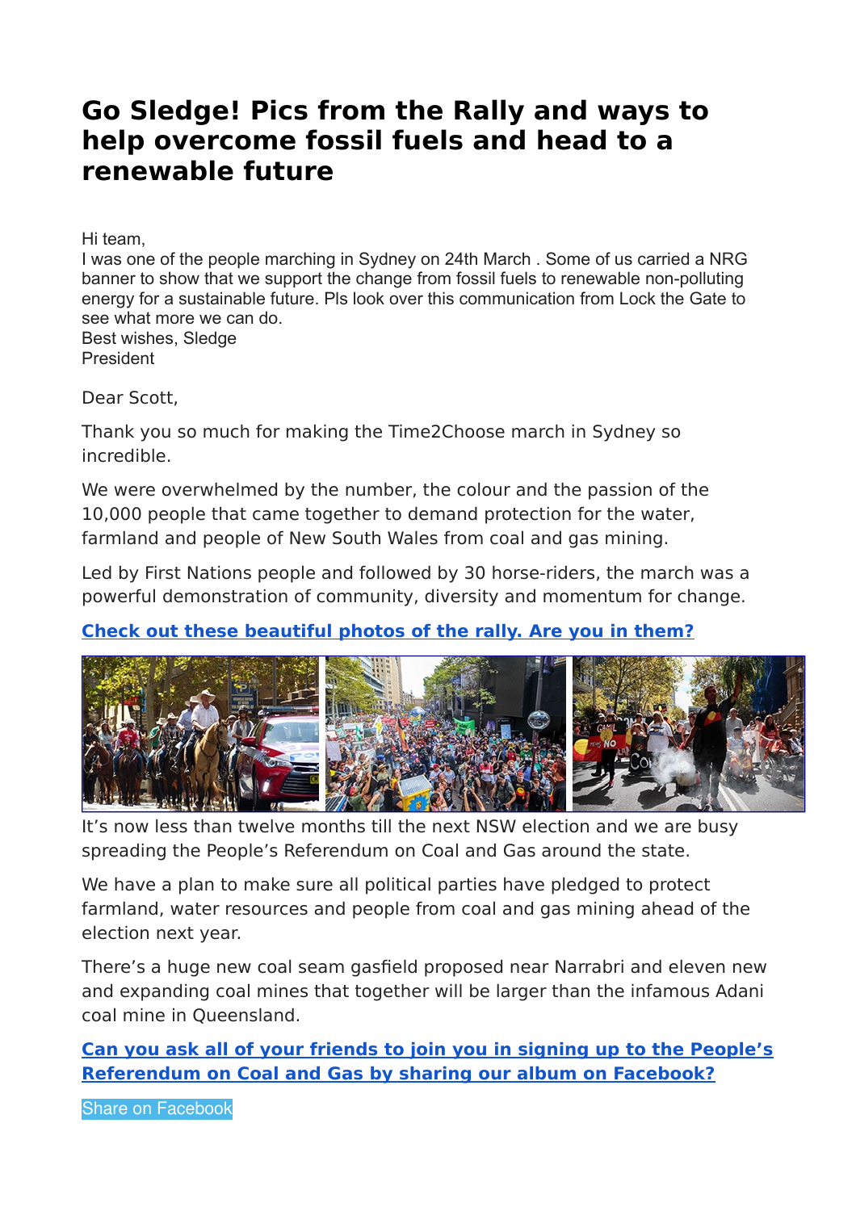# Go Sledge! Pics from the Rally and ways to help overcome fossil fuels and head to a renewable future

Hi team,
I was one of the people marching in Sydney on 24th March . Some of us carried a NRG banner to show that we support the change from fossil fuels to renewable non-polluting energy for a sustainable future. Pls look over this communication from Lock the Gate to see what more we can do.
Best wishes, Sledge
President

Dear Scott,

Thank you so much for making the Time2Choose march in Sydney so incredible.

We were overwhelmed by the number, the colour and the passion of the 10,000 people that came together to demand protection for the water, farmland and people of New South Wales from coal and gas mining.

Led by First Nations people and followed by 30 horse-riders, the march was a powerful demonstration of community, diversity and momentum for change.

**Check out these beautiful photos of the rally. Are you in them?**

It's now less than twelve months till the next NSW election and we are busy spreading the People's Referendum on Coal and Gas around the state.

We have a plan to make sure all political parties have pledged to protect farmland, water resources and people from coal and gas mining ahead of the election next year.

There's a huge new coal seam gasfield proposed near Narrabri and eleven new and expanding coal mines that together will be larger than the infamous Adani coal mine in Queensland.

**Can you ask all of your friends to join you in signing up to the People's Referendum on Coal and Gas by sharing our album on Facebook?**

Share on Facebook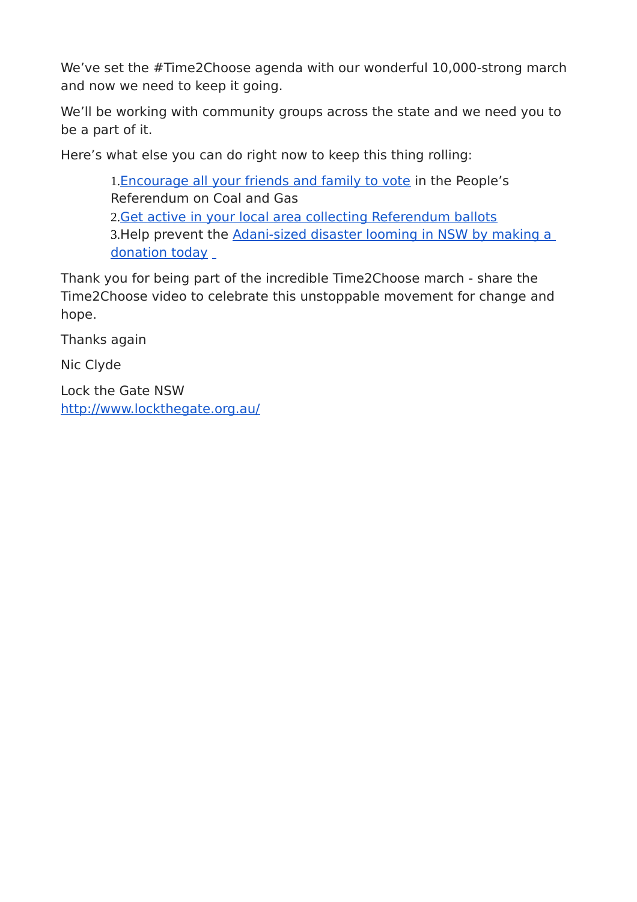We’ve set the #Time2Choose agenda with our wonderful 10,000-strong march and now we need to keep it going.

We’ll be working with community groups across the state and we need you to be a part of it.

Here’s what else you can do right now to keep this thing rolling:

1. Encourage all your friends and family to vote in the People’s Referendum on Coal and Gas
2. Get active in your local area collecting Referendum ballots
3. Help prevent the Adani-sized disaster looming in NSW by making a donation today

Thank you for being part of the incredible Time2Choose march - share the Time2Choose video to celebrate this unstoppable movement for change and hope.

Thanks again

Nic Clyde

Lock the Gate NSW
http://www.lockthegate.org.au/